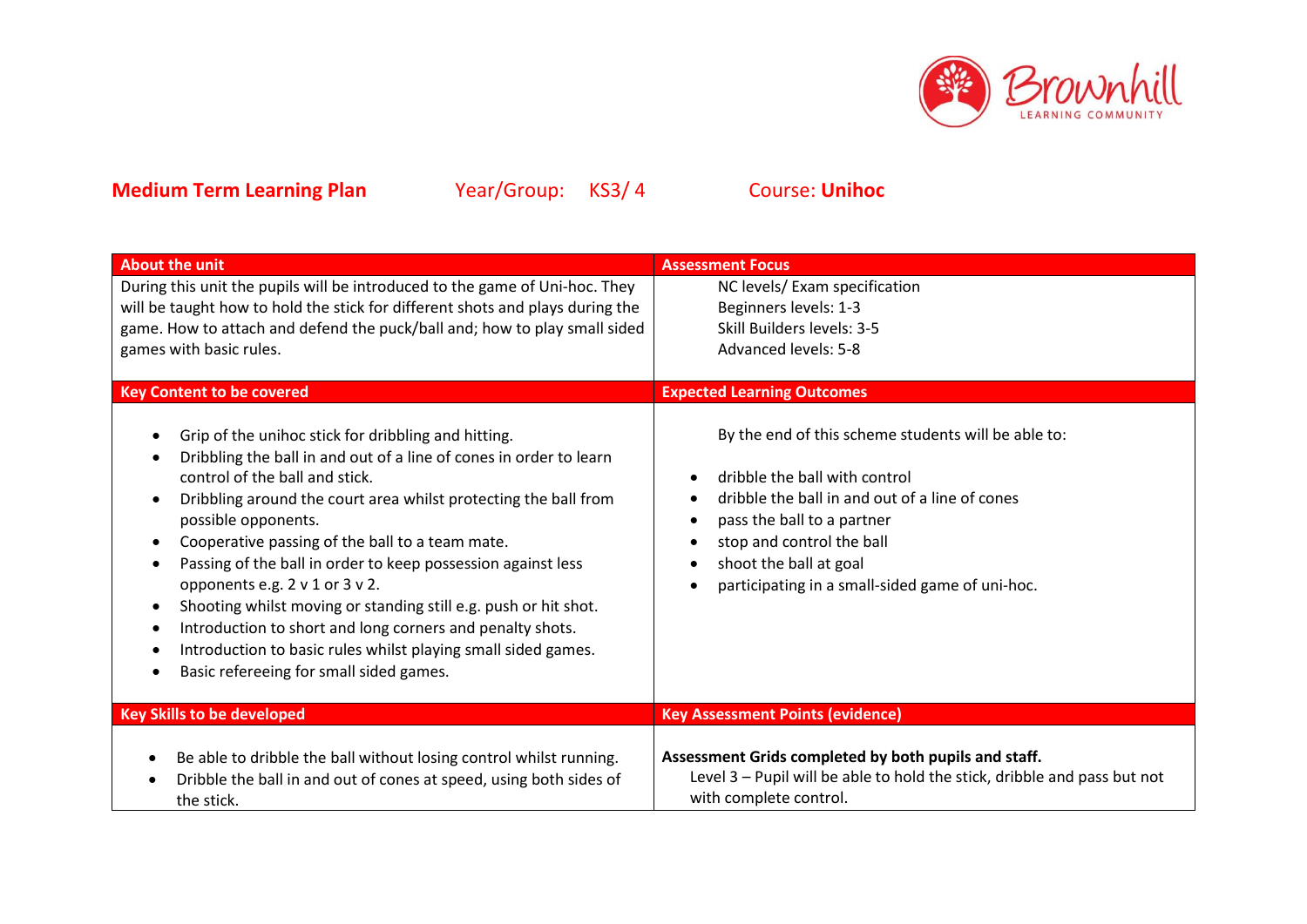**Medium Term Learning Plan** Year/Group: KS3/ 4 Course: **Unihoc**

| About the unit | Assessment Focus |
|---|---|
| During this unit the pupils will be introduced to the game of Uni-hoc. They will be taught how to hold the stick for different shots and plays during the game. How to attach and defend the puck/ball and; how to play small sided games with basic rules. | NC levels/ Exam specification<br>Beginners levels: 1-3<br>Skill Builders levels: 3-5<br>Advanced levels: 5-8 |
| **Key Content to be covered** | **Expected Learning Outcomes** |
| • Grip of the unihoc stick for dribbling and hitting.<br>• Dribbling the ball in and out of a line of cones in order to learn control of the ball and stick.<br>• Dribbling around the court area whilst protecting the ball from possible opponents.<br>• Cooperative passing of the ball to a team mate.<br>• Passing of the ball in order to keep possession against less opponents e.g. 2 v 1 or 3 v 2.<br>• Shooting whilst moving or standing still e.g. push or hit shot.<br>• Introduction to short and long corners and penalty shots.<br>• Introduction to basic rules whilst playing small sided games.<br>• Basic refereeing for small sided games. | By the end of this scheme students will be able to:<br>• dribble the ball with control<br>• dribble the ball in and out of a line of cones<br>• pass the ball to a partner<br>• stop and control the ball<br>• shoot the ball at goal<br>• participating in a small-sided game of uni-hoc. |
| **Key Skills to be developed** | **Key Assessment Points (evidence)** |
| • Be able to dribble the ball without losing control whilst running.<br>• Dribble the ball in and out of cones at speed, using both sides of the stick. | **Assessment Grids completed by both pupils and staff.**<br>Level 3 – Pupil will be able to hold the stick, dribble and pass but not with complete control. |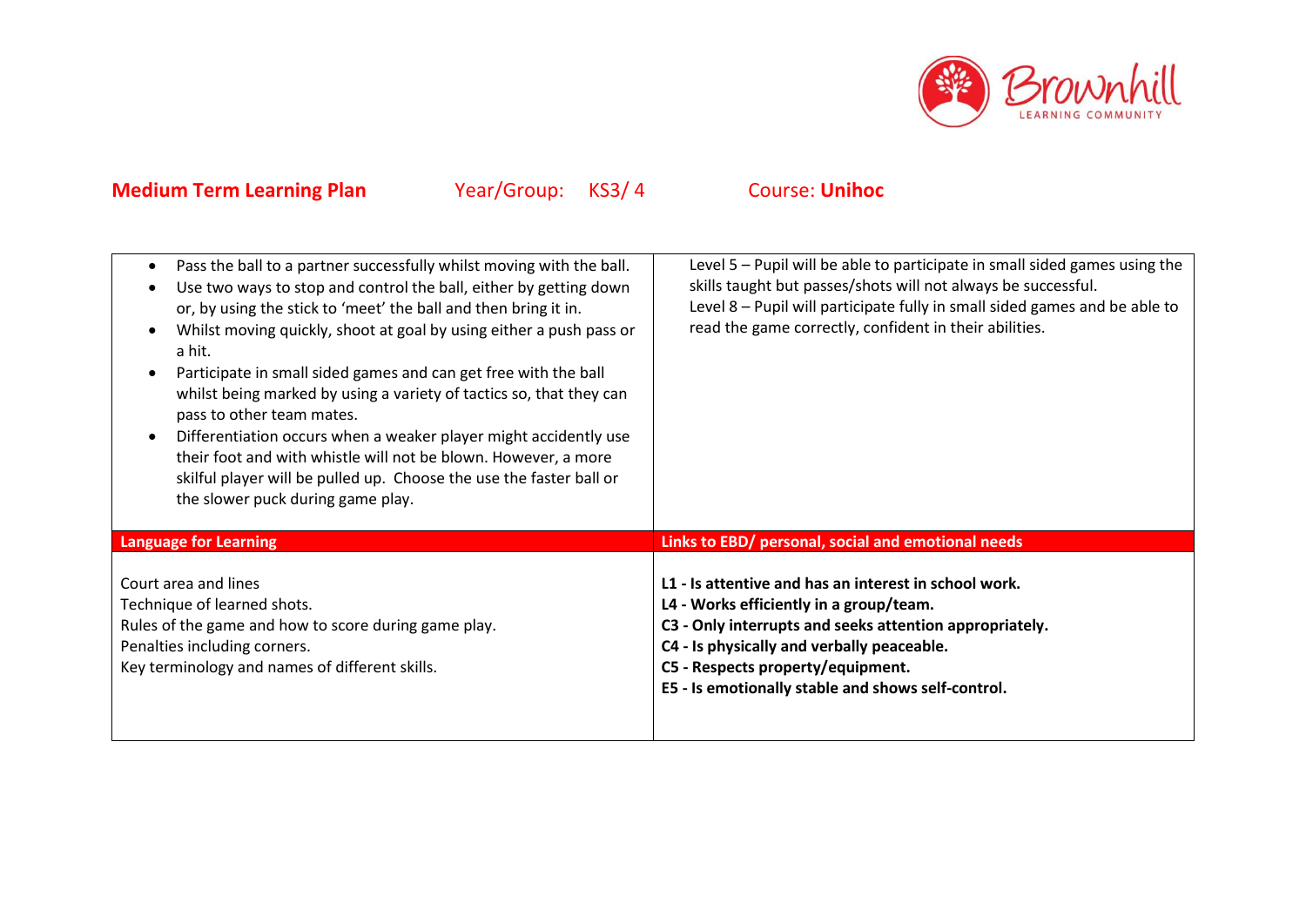**Medium Term Learning Plan** Year/Group: KS3/ 4 Course: **Unihoc**

| | |
|---|---|
| • Pass the ball to a partner successfully whilst moving with the ball.<br>• Use two ways to stop and control the ball, either by getting down or, by using the stick to 'meet' the ball and then bring it in.<br>• Whilst moving quickly, shoot at goal by using either a push pass or a hit.<br>• Participate in small sided games and can get free with the ball whilst being marked by using a variety of tactics so, that they can pass to other team mates.<br>• Differentiation occurs when a weaker player might accidently use their foot and with whistle will not be blown. However, a more skilful player will be pulled up. Choose the use the faster ball or the slower puck during game play. | Level 5 – Pupil will be able to participate in small sided games using the skills taught but passes/shots will not always be successful.<br>Level 8 – Pupil will participate fully in small sided games and be able to read the game correctly, confident in their abilities. |
| **Language for Learning** | **Links to EBD/ personal, social and emotional needs** |
| Court area and lines<br>Technique of learned shots.<br>Rules of the game and how to score during game play.<br>Penalties including corners.<br>Key terminology and names of different skills. | **L1 - Is attentive and has an interest in school work.**<br>**L4 - Works efficiently in a group/team.**<br>**C3 - Only interrupts and seeks attention appropriately.**<br>**C4 - Is physically and verbally peaceable.**<br>**C5 - Respects property/equipment.**<br>**E5 - Is emotionally stable and shows self-control.** |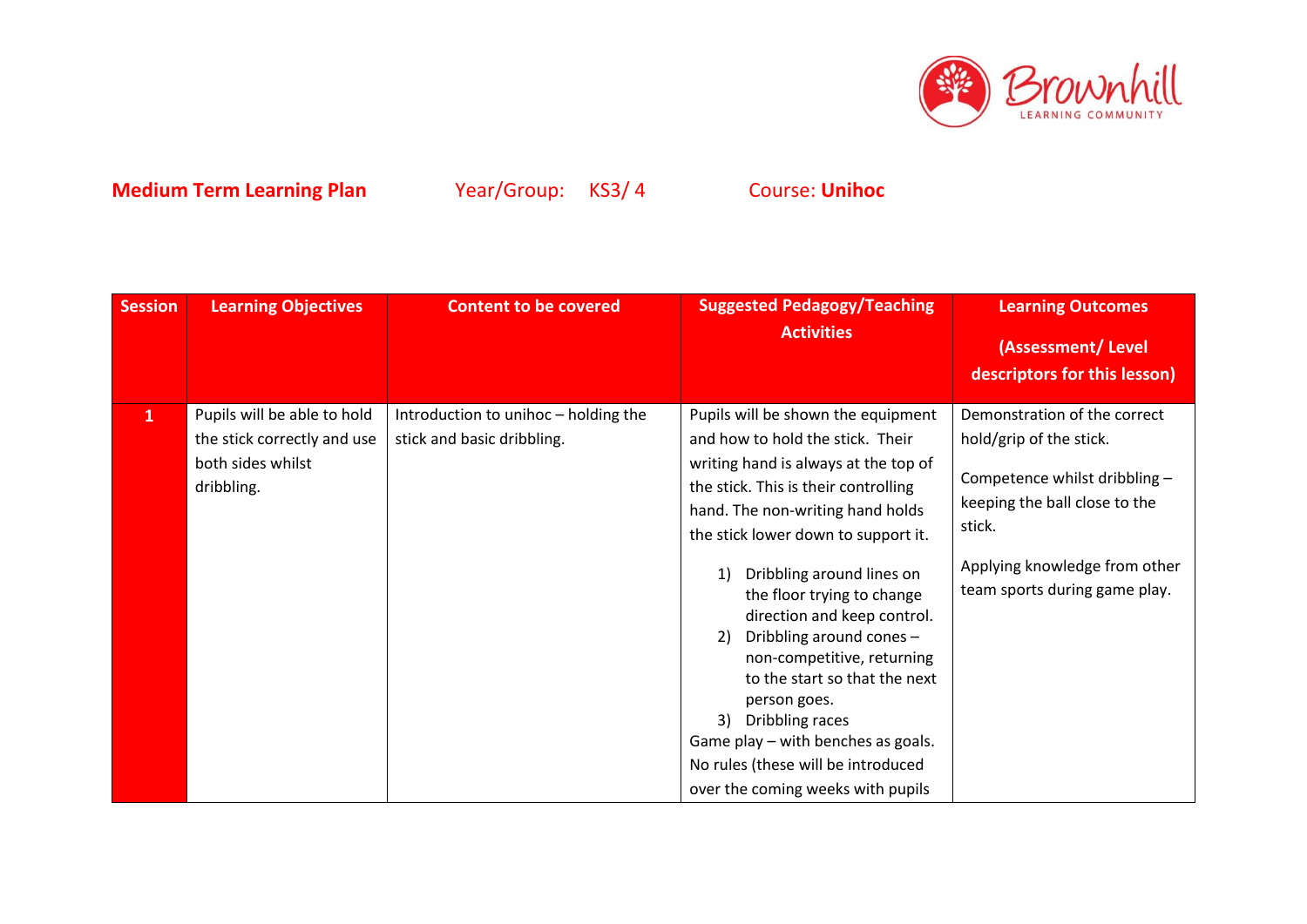**Medium Term Learning Plan** Year/Group: KS3/ 4 Course: **Unihoc**

| Session | Learning Objectives | Content to be covered | Suggested Pedagogy/Teaching Activities | Learning Outcomes (Assessment/ Level descriptors for this lesson) |
|---|---|---|---|---|
| **1** | Pupils will be able to hold the stick correctly and use both sides whilst dribbling. | Introduction to unihoc – holding the stick and basic dribbling. | Pupils will be shown the equipment and how to hold the stick. Their writing hand is always at the top of the stick. This is their controlling hand. The non-writing hand holds the stick lower down to support it.<br><br>1) Dribbling around lines on the floor trying to change direction and keep control.<br>2) Dribbling around cones – non-competitive, returning to the start so that the next person goes.<br>3) Dribbling races<br>Game play – with benches as goals. No rules (these will be introduced over the coming weeks with pupils | Demonstration of the correct hold/grip of the stick.<br><br>Competence whilst dribbling – keeping the ball close to the stick.<br><br>Applying knowledge from other team sports during game play. |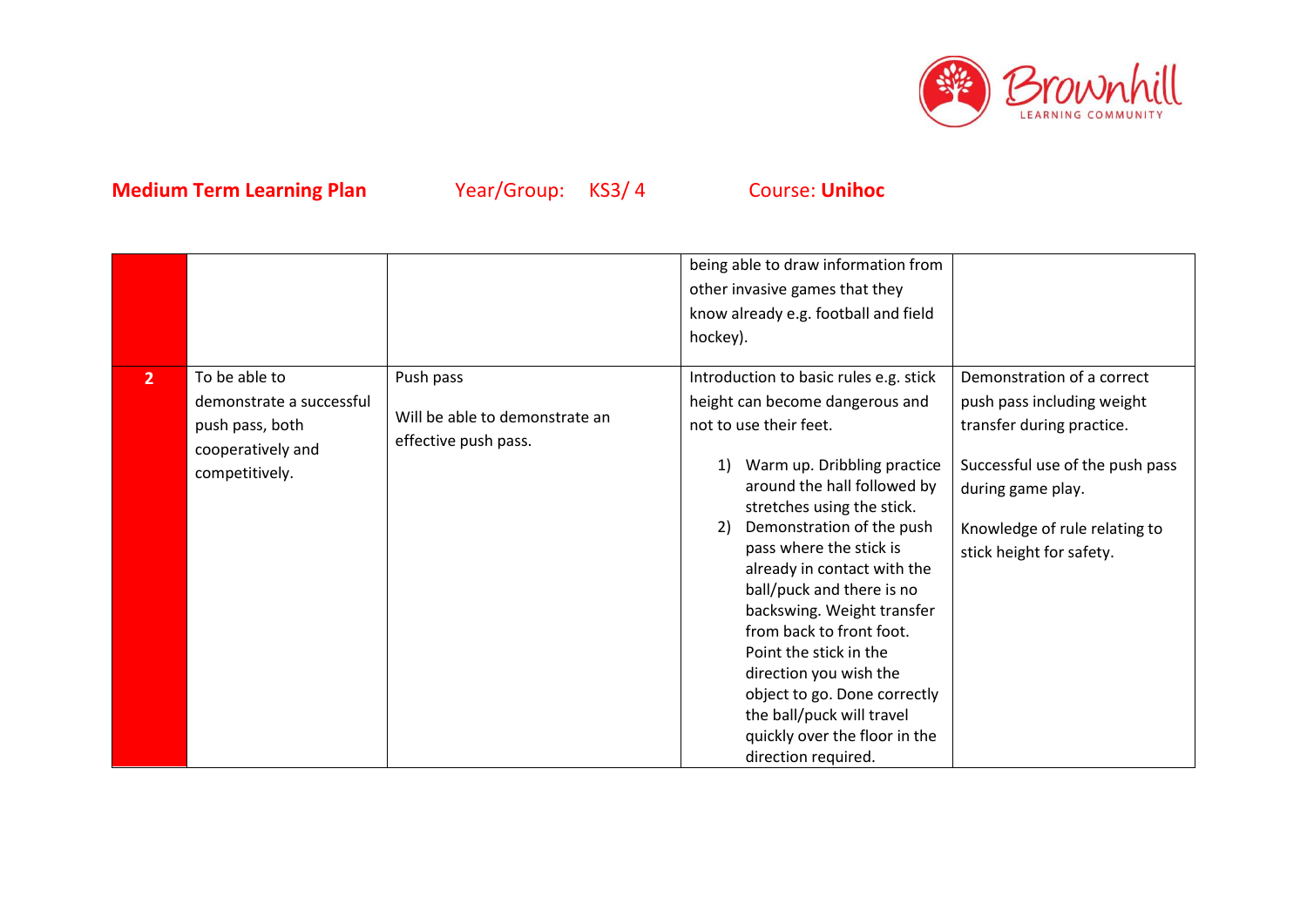**Medium Term Learning Plan** Year/Group: KS3/ 4 Course: **Unihoc**

| | | | | |
|---|---|---|---|---|
| | | | being able to draw information from other invasive games that they know already e.g. football and field hockey). | |
| **2** | To be able to demonstrate a successful push pass, both cooperatively and competitively. | Push pass<br><br>Will be able to demonstrate an effective push pass. | Introduction to basic rules e.g. stick height can become dangerous and not to use their feet.<br><br>1) Warm up. Dribbling practice around the hall followed by stretches using the stick.<br>2) Demonstration of the push pass where the stick is already in contact with the ball/puck and there is no backswing. Weight transfer from back to front foot. Point the stick in the direction you wish the object to go. Done correctly the ball/puck will travel quickly over the floor in the direction required. | Demonstration of a correct push pass including weight transfer during practice.<br><br>Successful use of the push pass during game play.<br><br>Knowledge of rule relating to stick height for safety. |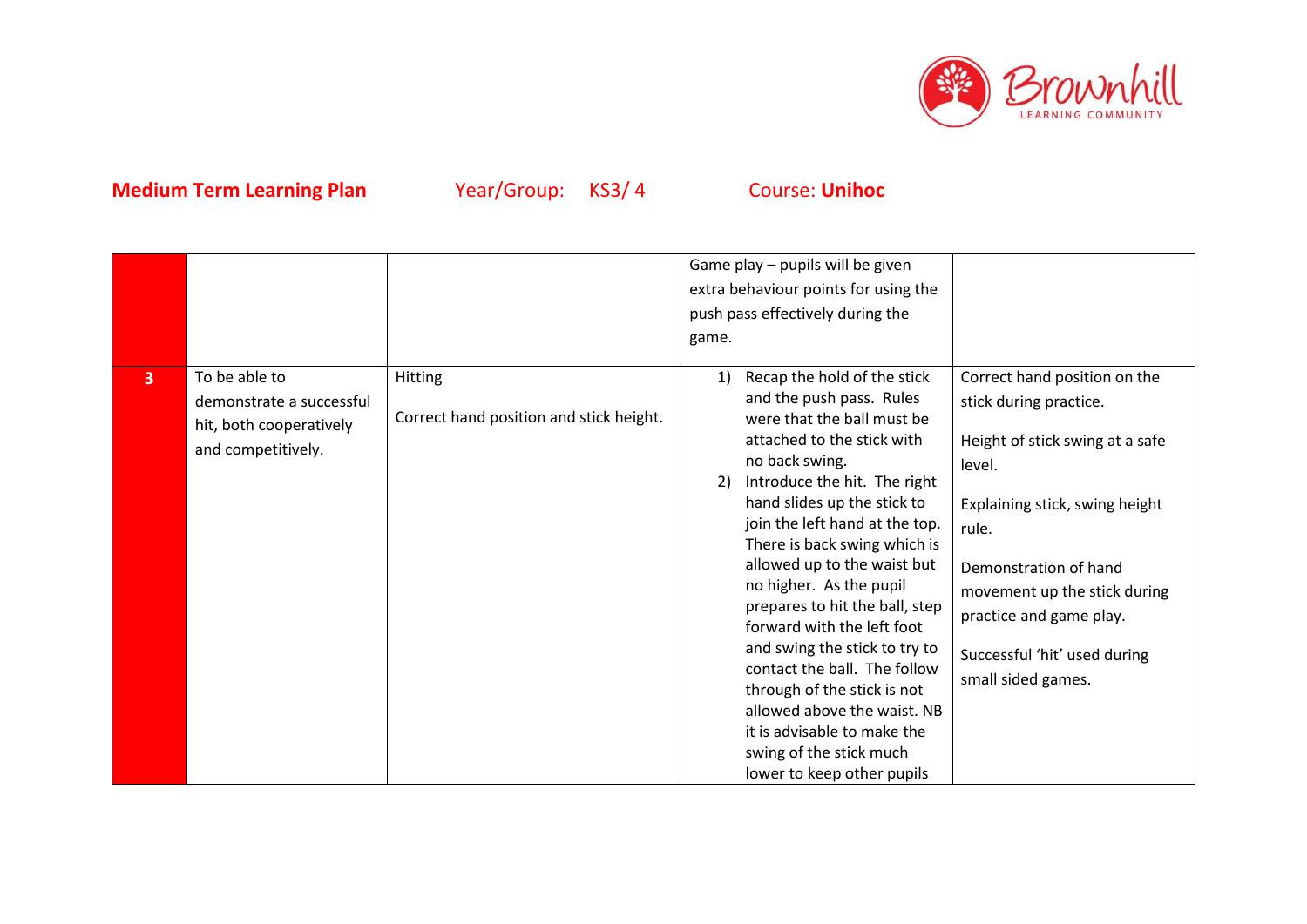**Medium Term Learning Plan** Year/Group: KS3/ 4 Course: **Unihoc**

| | | | | |
|---|---|---|---|---|
| | | | Game play – pupils will be given extra behaviour points for using the push pass effectively during the game. | |
| 3 | To be able to demonstrate a successful hit, both cooperatively and competitively. | Hitting<br><br>Correct hand position and stick height. | 1) Recap the hold of the stick and the push pass. Rules were that the ball must be attached to the stick with no back swing.<br>2) Introduce the hit. The right hand slides up the stick to join the left hand at the top. There is back swing which is allowed up to the waist but no higher. As the pupil prepares to hit the ball, step forward with the left foot and swing the stick to try to contact the ball. The follow through of the stick is not allowed above the waist. NB it is advisable to make the swing of the stick much lower to keep other pupils | Correct hand position on the stick during practice.<br><br>Height of stick swing at a safe level.<br><br>Explaining stick, swing height rule.<br><br>Demonstration of hand movement up the stick during practice and game play.<br><br>Successful 'hit' used during small sided games. |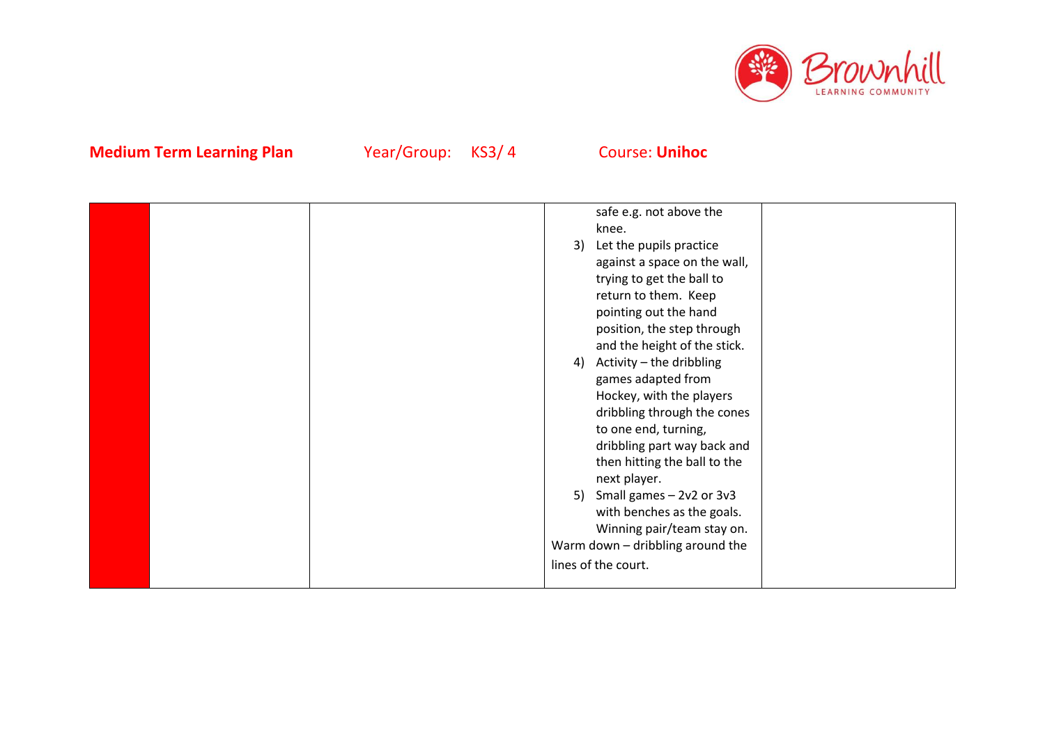**Medium Term Learning Plan** Year/Group: KS3/ 4 Course: **Unihoc**

| | | | | |
|---|---|---|---|---|
| | | | safe e.g. not above the knee.<br>3) Let the pupils practice against a space on the wall, trying to get the ball to return to them. Keep pointing out the hand position, the step through and the height of the stick.<br>4) Activity – the dribbling games adapted from Hockey, with the players dribbling through the cones to one end, turning, dribbling part way back and then hitting the ball to the next player.<br>5) Small games – 2v2 or 3v3 with benches as the goals. Winning pair/team stay on.<br>Warm down – dribbling around the lines of the court. | |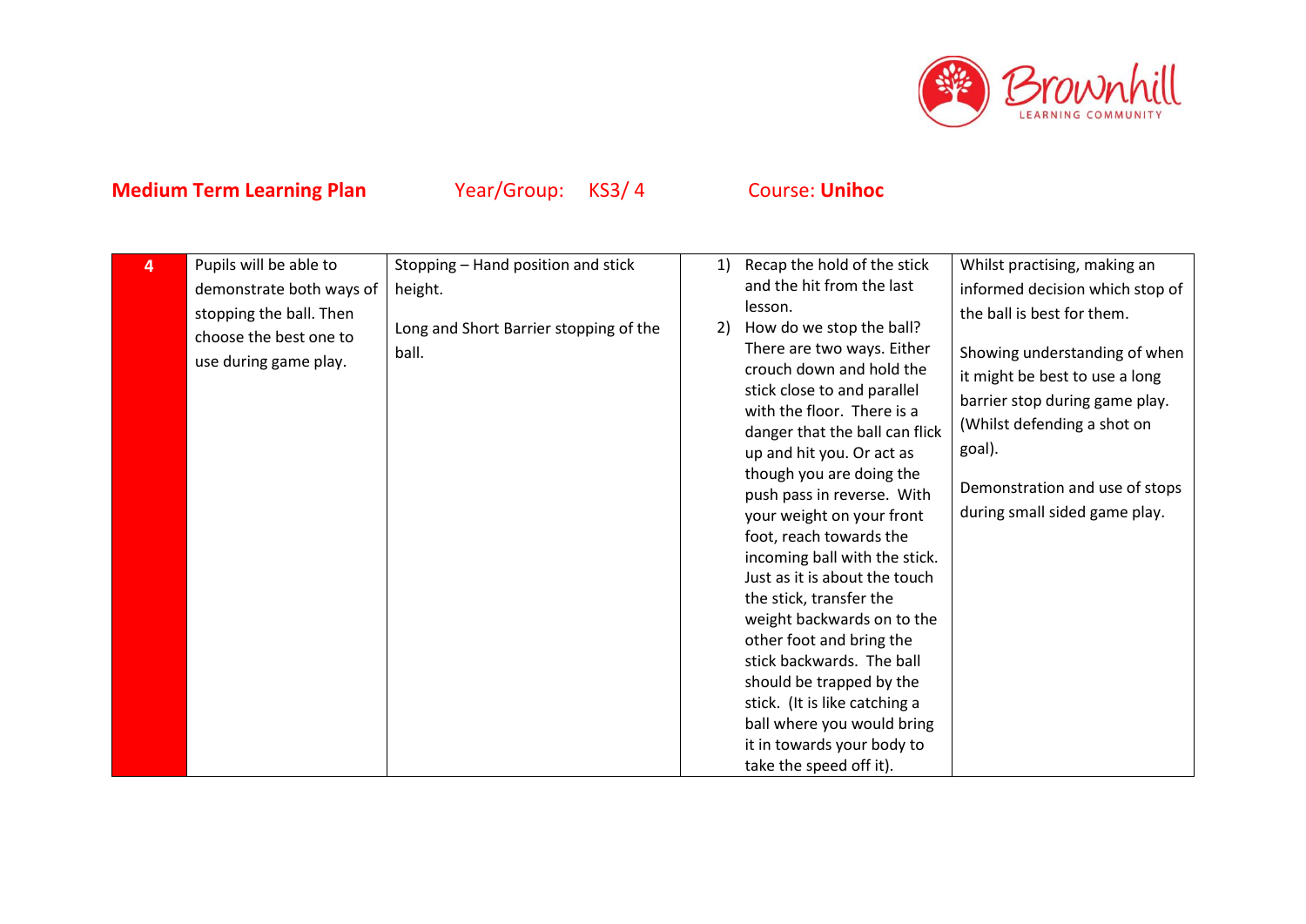**Medium Term Learning Plan** Year/Group: KS3/ 4 Course: **Unihoc**

| 4 | Pupils will be able to demonstrate both ways of stopping the ball. Then choose the best one to use during game play. | Stopping – Hand position and stick height.<br><br>Long and Short Barrier stopping of the ball. | 1) Recap the hold of the stick and the hit from the last lesson.<br>2) How do we stop the ball? There are two ways. Either crouch down and hold the stick close to and parallel with the floor. There is a danger that the ball can flick up and hit you. Or act as though you are doing the push pass in reverse. With your weight on your front foot, reach towards the incoming ball with the stick. Just as it is about the touch the stick, transfer the weight backwards on to the other foot and bring the stick backwards. The ball should be trapped by the stick. (It is like catching a ball where you would bring it in towards your body to take the speed off it). | Whilst practising, making an informed decision which stop of the ball is best for them.<br><br>Showing understanding of when it might be best to use a long barrier stop during game play. (Whilst defending a shot on goal).<br><br>Demonstration and use of stops during small sided game play. |
|---|---|---|---|---|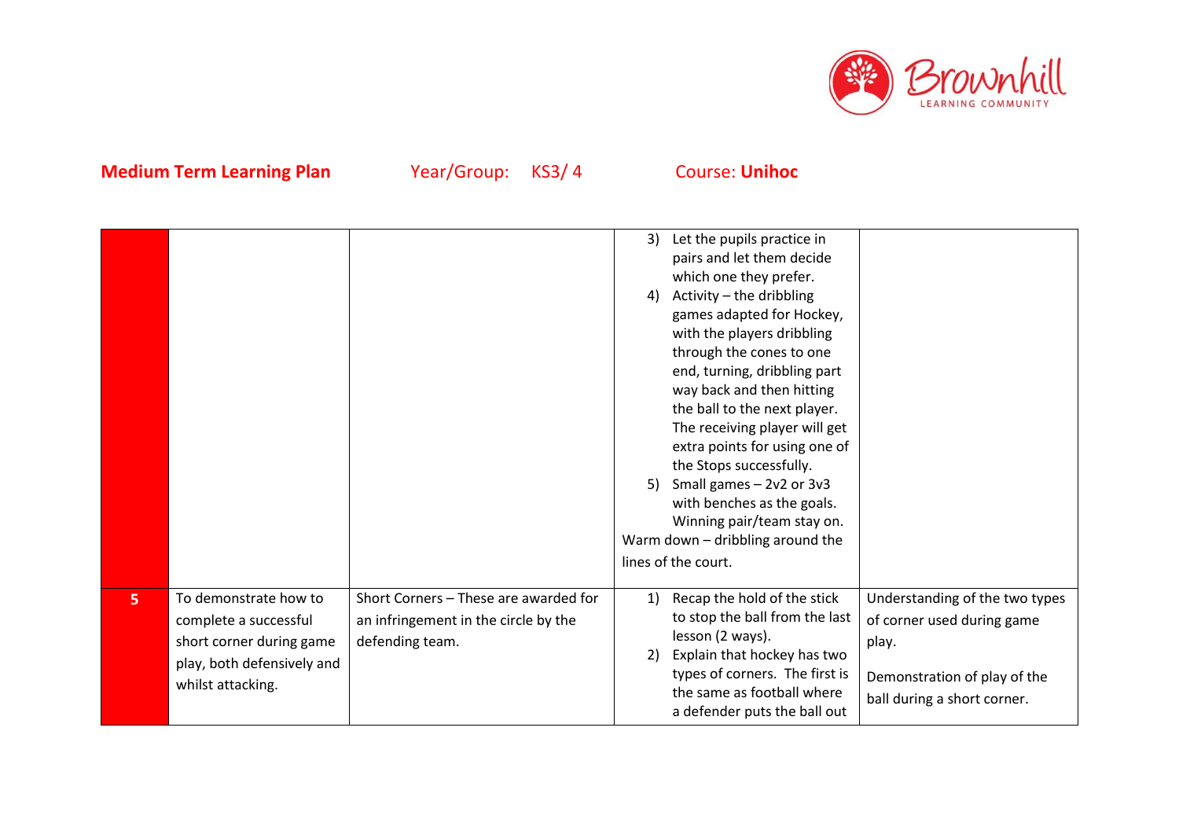**Medium Term Learning Plan** Year/Group: KS3/ 4 Course: **Unihoc**

| | | | | |
|---|---|---|---|---|
| | | | 3) Let the pupils practice in pairs and let them decide which one they prefer.<br>4) Activity – the dribbling games adapted for Hockey, with the players dribbling through the cones to one end, turning, dribbling part way back and then hitting the ball to the next player. The receiving player will get extra points for using one of the Stops successfully.<br>5) Small games – 2v2 or 3v3 with benches as the goals. Winning pair/team stay on.<br>Warm down – dribbling around the lines of the court. | |
| **5** | To demonstrate how to complete a successful short corner during game play, both defensively and whilst attacking. | Short Corners – These are awarded for an infringement in the circle by the defending team. | 1) Recap the hold of the stick to stop the ball from the last lesson (2 ways).<br>2) Explain that hockey has two types of corners. The first is the same as football where a defender puts the ball out | Understanding of the two types of corner used during game play.<br><br>Demonstration of play of the ball during a short corner. |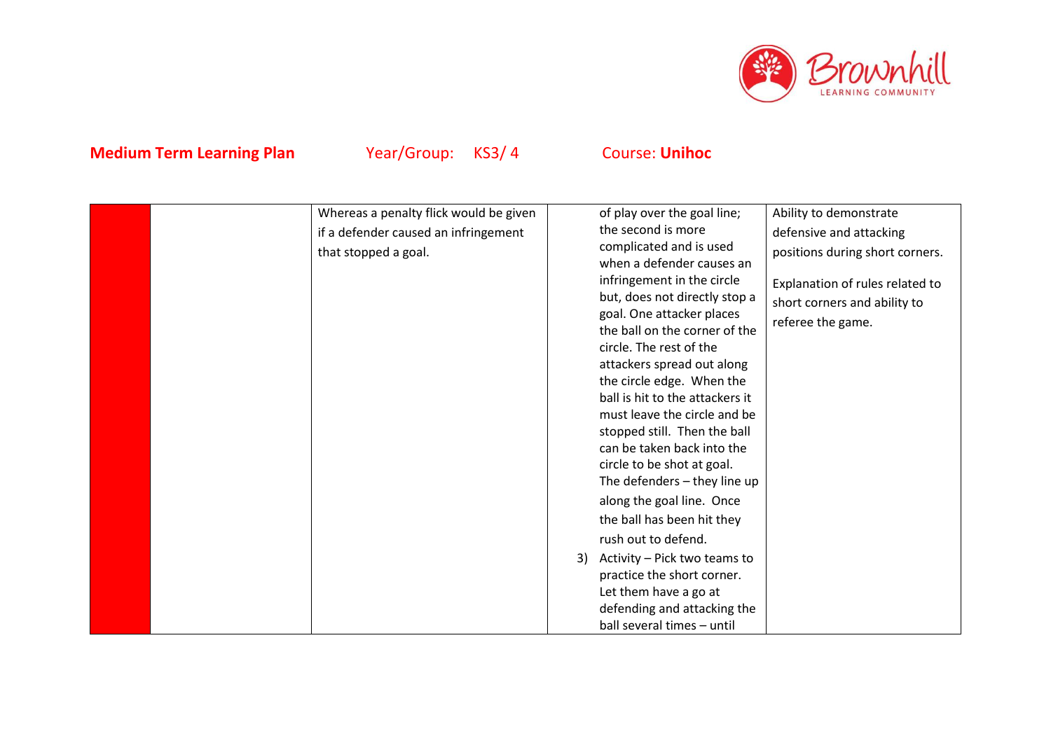**Medium Term Learning Plan** Year/Group: KS3/ 4 Course: **Unihoc**

| | | | | |
|---|---|---|---|---|
| | | Whereas a penalty flick would be given if a defender caused an infringement that stopped a goal. | of play over the goal line; the second is more complicated and is used when a defender causes an infringement in the circle but, does not directly stop a goal. One attacker places the ball on the corner of the circle. The rest of the attackers spread out along the circle edge. When the ball is hit to the attackers it must leave the circle and be stopped still. Then the ball can be taken back into the circle to be shot at goal. The defenders – they line up along the goal line. Once the ball has been hit they rush out to defend.<br>3) Activity – Pick two teams to practice the short corner. Let them have a go at defending and attacking the ball several times – until | Ability to demonstrate defensive and attacking positions during short corners.<br><br>Explanation of rules related to short corners and ability to referee the game. |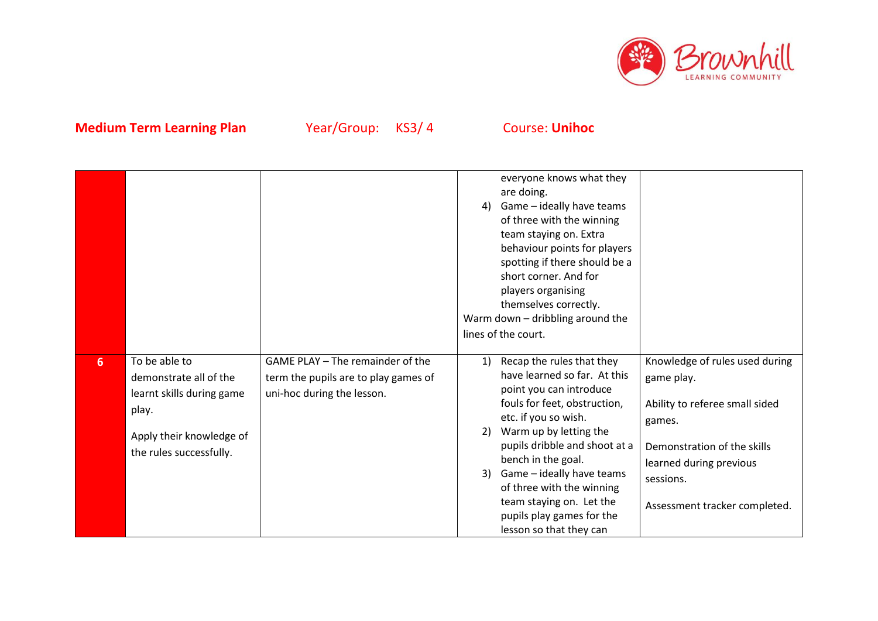**Medium Term Learning Plan** Year/Group: KS3/ 4 Course: **Unihoc**

| | | | | |
|---|---|---|---|---|
| | | | everyone knows what they are doing.<br>4) Game – ideally have teams of three with the winning team staying on. Extra behaviour points for players spotting if there should be a short corner. And for players organising themselves correctly.<br>Warm down – dribbling around the lines of the court. | |
| **6** | To be able to demonstrate all of the learnt skills during game play.<br><br>Apply their knowledge of the rules successfully. | GAME PLAY – The remainder of the term the pupils are to play games of uni-hoc during the lesson. | 1) Recap the rules that they have learned so far. At this point you can introduce fouls for feet, obstruction, etc. if you so wish.<br>2) Warm up by letting the pupils dribble and shoot at a bench in the goal.<br>3) Game – ideally have teams of three with the winning team staying on. Let the pupils play games for the lesson so that they can | Knowledge of rules used during game play.<br><br>Ability to referee small sided games.<br><br>Demonstration of the skills learned during previous sessions.<br><br>Assessment tracker completed. |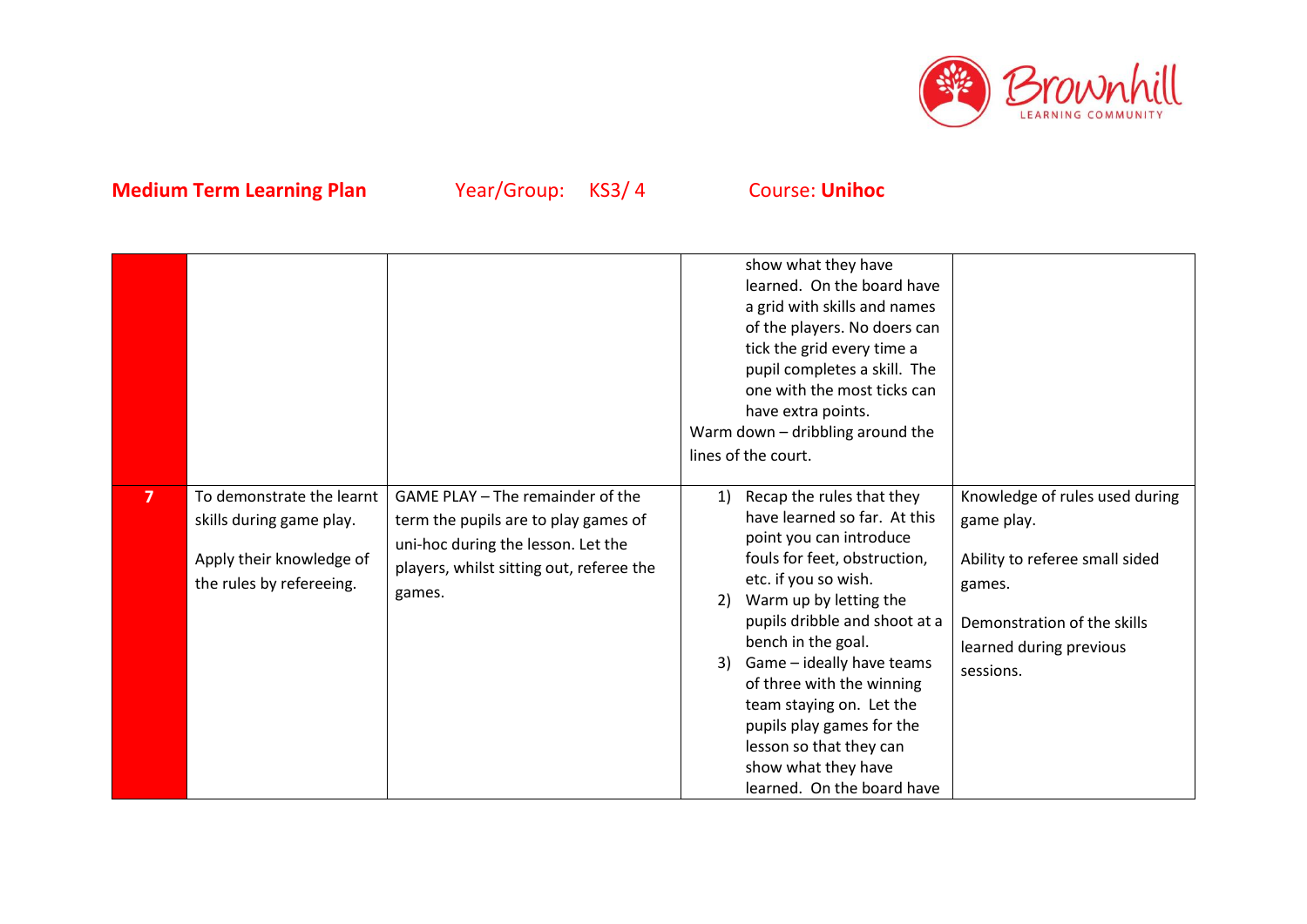**Medium Term Learning Plan** Year/Group: KS3/ 4 Course: **Unihoc**

| | | | | |
|---|---|---|---|---|
| | | | show what they have learned. On the board have a grid with skills and names of the players. No doers can tick the grid every time a pupil completes a skill. The one with the most ticks can have extra points.<br>Warm down – dribbling around the lines of the court. | |
| **7** | To demonstrate the learnt skills during game play.<br><br>Apply their knowledge of the rules by refereeing. | GAME PLAY – The remainder of the term the pupils are to play games of uni-hoc during the lesson. Let the players, whilst sitting out, referee the games. | 1) Recap the rules that they have learned so far. At this point you can introduce fouls for feet, obstruction, etc. if you so wish.<br>2) Warm up by letting the pupils dribble and shoot at a bench in the goal.<br>3) Game – ideally have teams of three with the winning team staying on. Let the pupils play games for the lesson so that they can show what they have learned. On the board have | Knowledge of rules used during game play.<br><br>Ability to referee small sided games.<br><br>Demonstration of the skills learned during previous sessions. |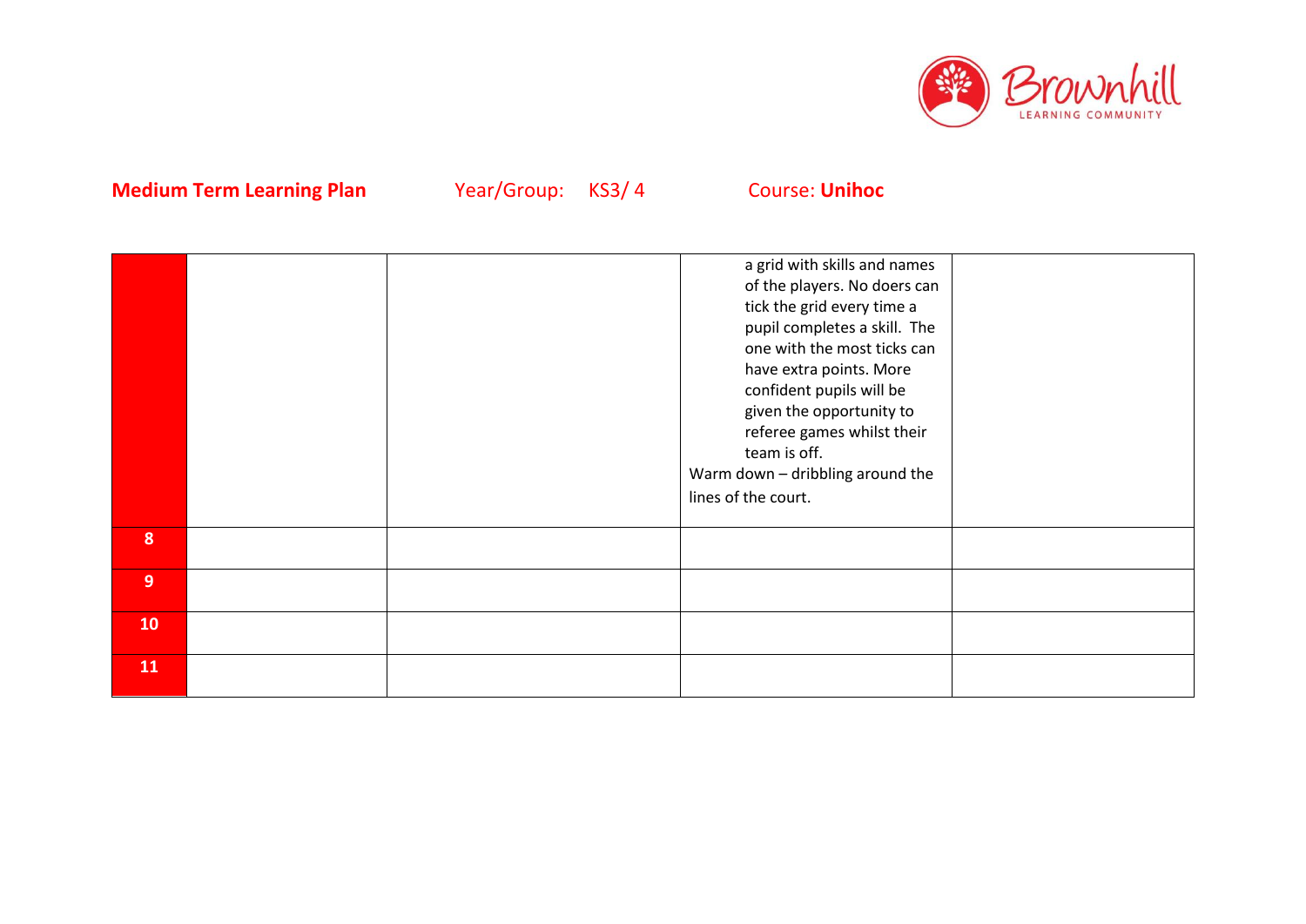**Medium Term Learning Plan** Year/Group: KS3/ 4 Course: **Unihoc**

| | | | | |
|---|---|---|---|---|
| | | | a grid with skills and names of the players. No doers can tick the grid every time a pupil completes a skill. The one with the most ticks can have extra points. More confident pupils will be given the opportunity to referee games whilst their team is off.<br>Warm down – dribbling around the lines of the court. | |
| **8** | | | | |
| **9** | | | | |
| **10** | | | | |
| **11** | | | | |